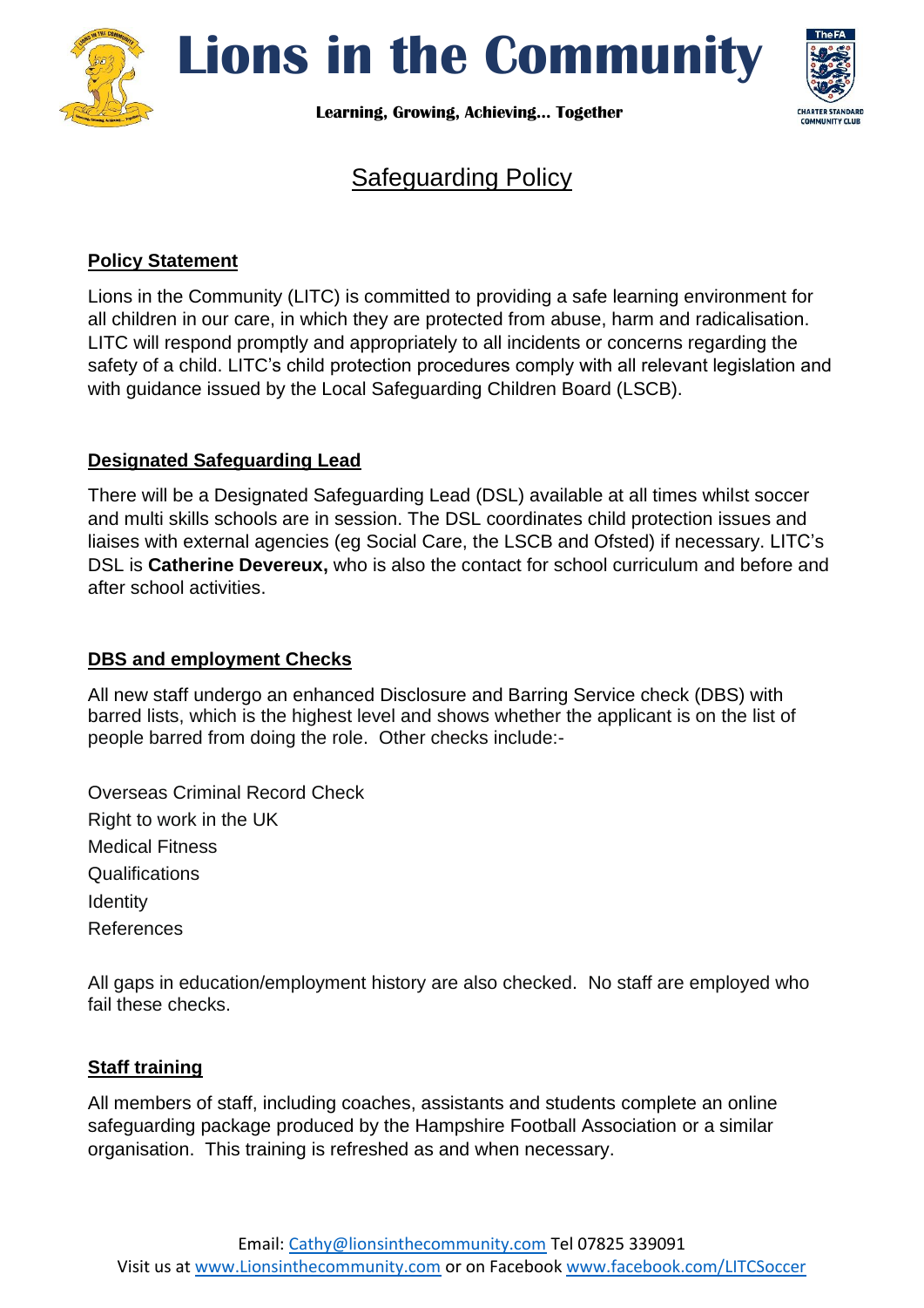# Lions in the Community

**Learning, Growing, Achieving… Together**

## Safeguarding Policy

### Policy Statement

Lions in the Community (LITC) is committed to providing a safe learning environment for all children in our care, in which they are protected from abuse, harm and radicalisation. LITC will respond promptly and appropriately to all incidents or concerns regarding the safety of a child. LITC's child protection procedures comply with all relevant legislation and with guidance issued by the Local Safeguarding Children Board (LSCB).

### Designated Safeguarding Lead

There will be a Designated Safeguarding Lead (DSL) available at all times whilst soccer and multi skills schools are in session. The DSL coordinates child protection issues and liaises with external agencies (eg Social Care, the LSCB and Ofsted) if necessary. LITC's DSL is **Catherine Devereux,** who is also the contact for school curriculum and before and after school activities.

### DBS and employment Checks

All new staff undergo an enhanced Disclosure and Barring Service check (DBS) with barred lists, which is the highest level and shows whether the applicant is on the list of people barred from doing the role. Other checks include:-

Overseas Criminal Record Check
Right to work in the UK
Medical Fitness
Qualifications
Identity
References

All gaps in education/employment history are also checked. No staff are employed who fail these checks.

### Staff training

All members of staff, including coaches, assistants and students complete an online safeguarding package produced by the Hampshire Football Association or a similar organisation. This training is refreshed as and when necessary.

Email: Cathy@lionsinthecommunity.com Tel 07825 339091
Visit us at www.Lionsinthecommunity.com or on Facebook www.facebook.com/LITCSoccer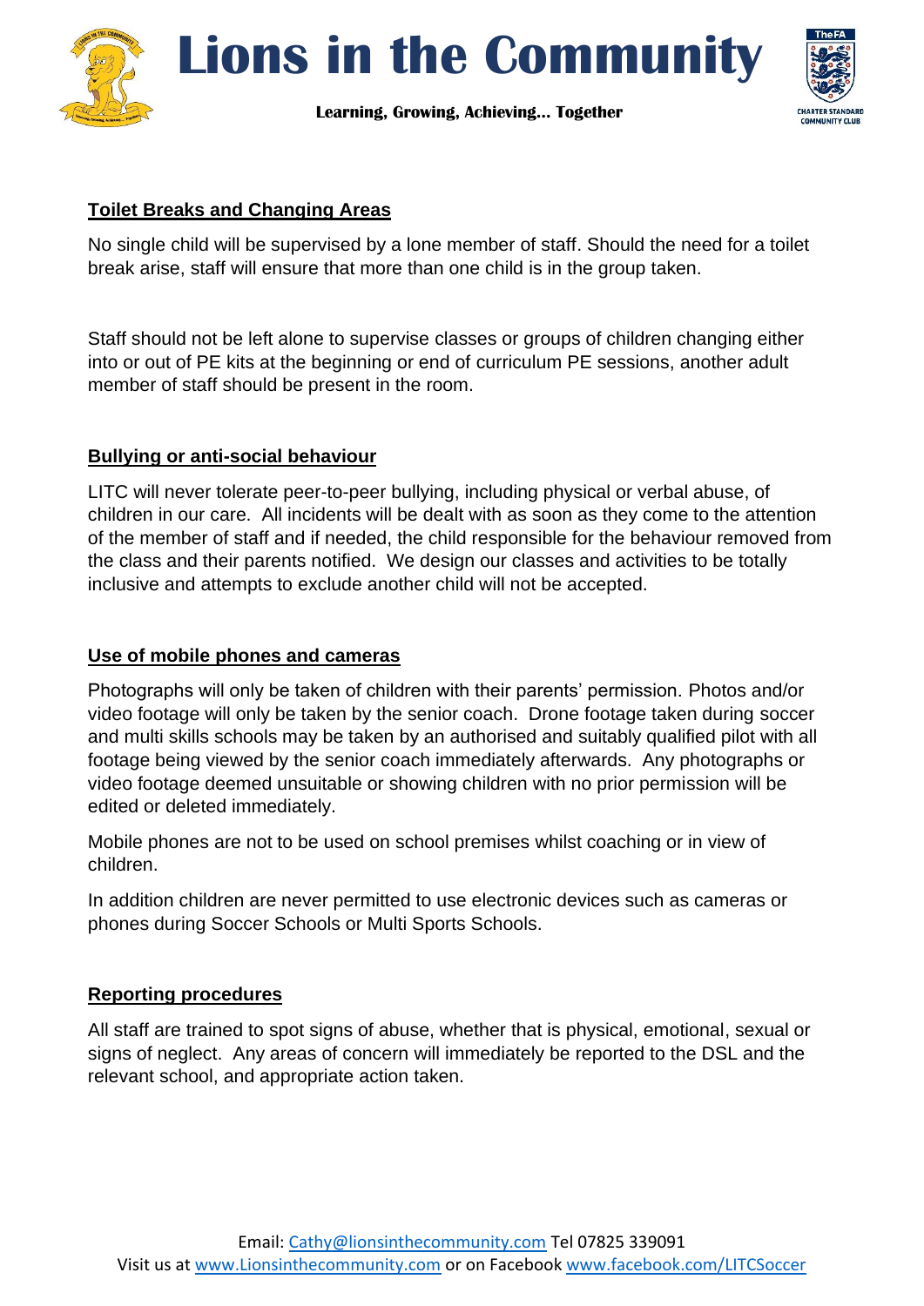## Toilet Breaks and Changing Areas

No single child will be supervised by a lone member of staff. Should the need for a toilet break arise, staff will ensure that more than one child is in the group taken.

Staff should not be left alone to supervise classes or groups of children changing either into or out of PE kits at the beginning or end of curriculum PE sessions, another adult member of staff should be present in the room.

## Bullying or anti-social behaviour

LITC will never tolerate peer-to-peer bullying, including physical or verbal abuse, of children in our care. All incidents will be dealt with as soon as they come to the attention of the member of staff and if needed, the child responsible for the behaviour removed from the class and their parents notified. We design our classes and activities to be totally inclusive and attempts to exclude another child will not be accepted.

## Use of mobile phones and cameras

Photographs will only be taken of children with their parents' permission. Photos and/or video footage will only be taken by the senior coach. Drone footage taken during soccer and multi skills schools may be taken by an authorised and suitably qualified pilot with all footage being viewed by the senior coach immediately afterwards. Any photographs or video footage deemed unsuitable or showing children with no prior permission will be edited or deleted immediately.

Mobile phones are not to be used on school premises whilst coaching or in view of children.

In addition children are never permitted to use electronic devices such as cameras or phones during Soccer Schools or Multi Sports Schools.

## Reporting procedures

All staff are trained to spot signs of abuse, whether that is physical, emotional, sexual or signs of neglect. Any areas of concern will immediately be reported to the DSL and the relevant school, and appropriate action taken.